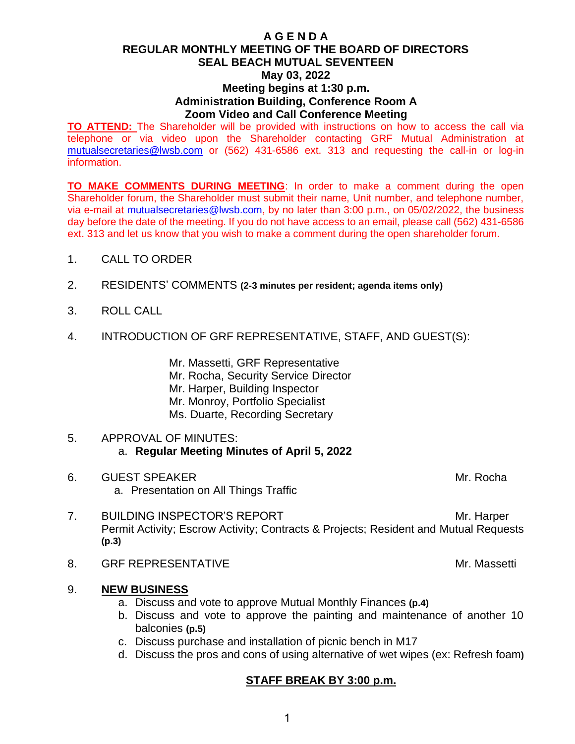# A G E N D A
## REGULAR MONTHLY MEETING OF THE BOARD OF DIRECTORS
## SEAL BEACH MUTUAL SEVENTEEN
## May 03, 2022
### Meeting begins at 1:30 p.m.
### Administration Building, Conference Room A
### Zoom Video and Call Conference Meeting

**TO ATTEND:** The Shareholder will be provided with instructions on how to access the call via telephone or via video upon the Shareholder contacting GRF Mutual Administration at mutualsecretaries@lwsb.com or (562) 431-6586 ext. 313 and requesting the call-in or log-in information.

**TO MAKE COMMENTS DURING MEETING**: In order to make a comment during the open Shareholder forum, the Shareholder must submit their name, Unit number, and telephone number, via e-mail at mutualsecretaries@lwsb.com, by no later than 3:00 p.m., on 05/02/2022, the business day before the date of the meeting. If you do not have access to an email, please call (562) 431-6586 ext. 313 and let us know that you wish to make a comment during the open shareholder forum.

1. CALL TO ORDER

2. RESIDENTS' COMMENTS **(2-3 minutes per resident; agenda items only)**

3. ROLL CALL

4. INTRODUCTION OF GRF REPRESENTATIVE, STAFF, AND GUEST(S):

   Mr. Massetti, GRF Representative
   Mr. Rocha, Security Service Director
   Mr. Harper, Building Inspector
   Mr. Monroy, Portfolio Specialist
   Ms. Duarte, Recording Secretary

5. APPROVAL OF MINUTES:
   a. **Regular Meeting Minutes of April 5, 2022**

6. GUEST SPEAKER — Mr. Rocha
   a. Presentation on All Things Traffic

7. BUILDING INSPECTOR'S REPORT — Mr. Harper
   Permit Activity; Escrow Activity; Contracts & Projects; Resident and Mutual Requests **(p.3)**

8. GRF REPRESENTATIVE — Mr. Massetti

9. **NEW BUSINESS**
   a. Discuss and vote to approve Mutual Monthly Finances **(p.4)**
   b. Discuss and vote to approve the painting and maintenance of another 10 balconies **(p.5)**
   c. Discuss purchase and installation of picnic bench in M17
   d. Discuss the pros and cons of using alternative of wet wipes (ex: Refresh foam)

**STAFF BREAK BY 3:00 p.m.**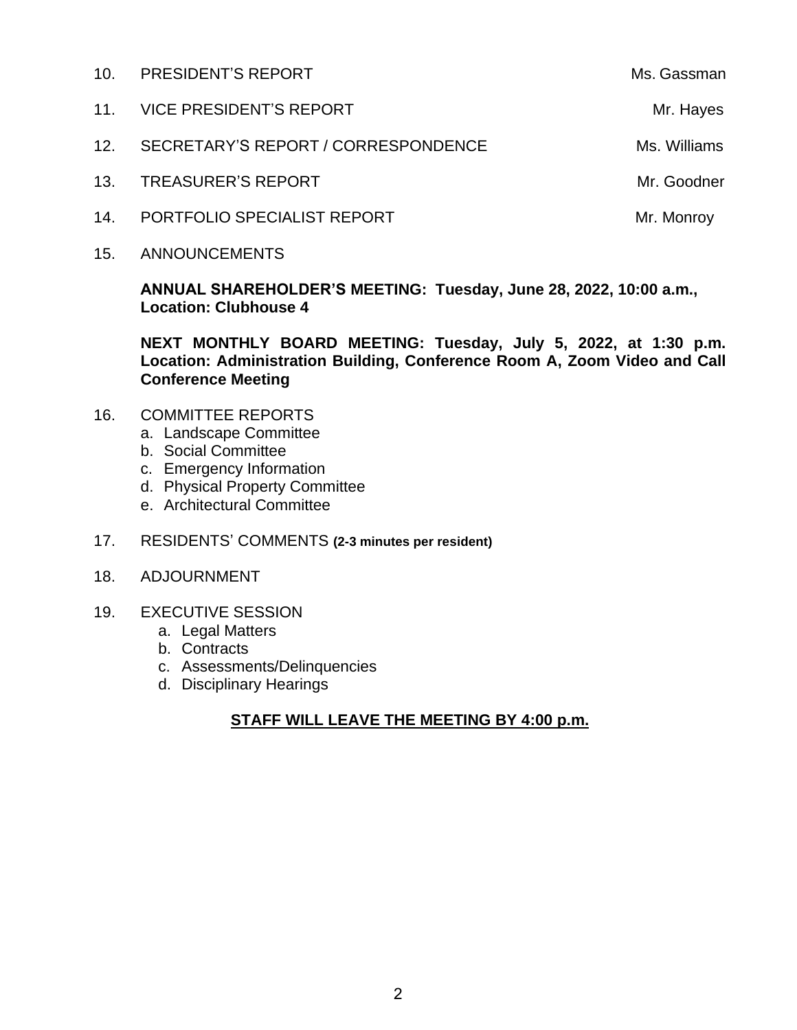10. PRESIDENT'S REPORT — Ms. Gassman

11. VICE PRESIDENT'S REPORT — Mr. Hayes

12. SECRETARY'S REPORT / CORRESPONDENCE — Ms. Williams

13. TREASURER'S REPORT — Mr. Goodner

14. PORTFOLIO SPECIALIST REPORT — Mr. Monroy

15. ANNOUNCEMENTS

    **ANNUAL SHAREHOLDER'S MEETING: Tuesday, June 28, 2022, 10:00 a.m., Location: Clubhouse 4**

    **NEXT MONTHLY BOARD MEETING: Tuesday, July 5, 2022, at 1:30 p.m. Location: Administration Building, Conference Room A, Zoom Video and Call Conference Meeting**

16. COMMITTEE REPORTS
    a. Landscape Committee
    b. Social Committee
    c. Emergency Information
    d. Physical Property Committee
    e. Architectural Committee

17. RESIDENTS' COMMENTS **(2-3 minutes per resident)**

18. ADJOURNMENT

19. EXECUTIVE SESSION
    a. Legal Matters
    b. Contracts
    c. Assessments/Delinquencies
    d. Disciplinary Hearings

**STAFF WILL LEAVE THE MEETING BY 4:00 p.m.**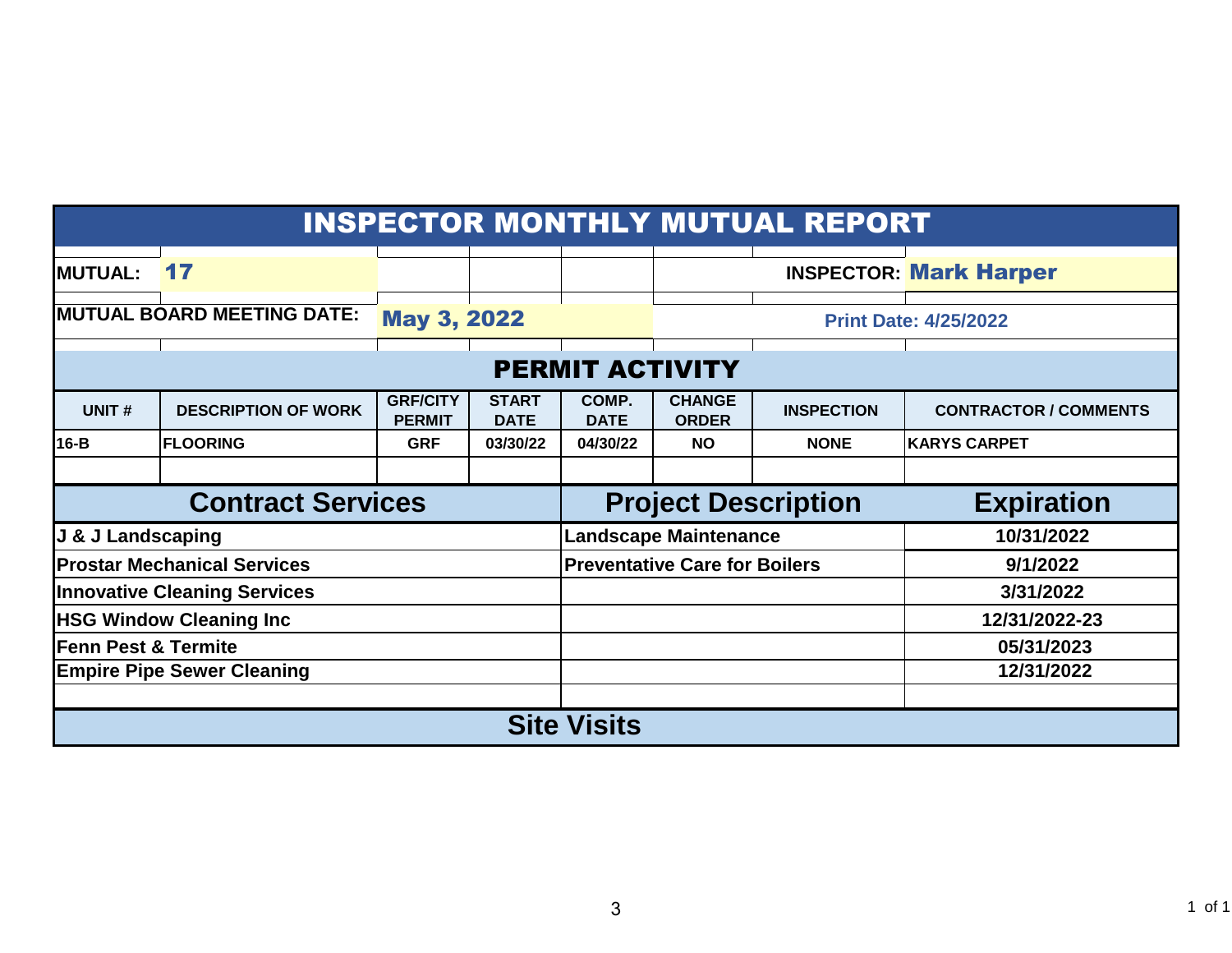# INSPECTOR MONTHLY MUTUAL REPORT

**MUTUAL:** 17

**INSPECTOR:** Mark Harper

**MUTUAL BOARD MEETING DATE:** May 3, 2022

**Print Date: 4/25/2022**

## PERMIT ACTIVITY

| UNIT # | DESCRIPTION OF WORK | GRF/CITY PERMIT | START DATE | COMP. DATE | CHANGE ORDER | INSPECTION | CONTRACTOR / COMMENTS |
|---|---|---|---|---|---|---|---|
| 16-B | FLOORING | GRF | 03/30/22 | 04/30/22 | NO | NONE | KARYS CARPET |
| | | | | | | | |

| Contract Services | Project Description | Expiration |
|---|---|---|
| J & J Landscaping | Landscape Maintenance | 10/31/2022 |
| Prostar Mechanical Services | Preventative Care for Boilers | 9/1/2022 |
| Innovative Cleaning Services | | 3/31/2022 |
| HSG Window Cleaning Inc | | 12/31/2022-23 |
| Fenn Pest & Termite | | 05/31/2023 |
| Empire Pipe Sewer Cleaning | | 12/31/2022 |
| | | |

## Site Visits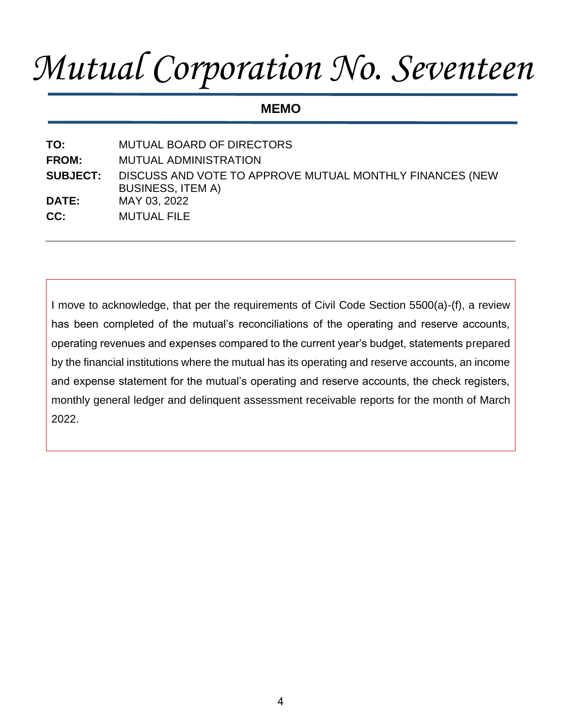# *Mutual Corporation No. Seventeen*

## MEMO

**TO:** MUTUAL BOARD OF DIRECTORS
**FROM:** MUTUAL ADMINISTRATION
**SUBJECT:** DISCUSS AND VOTE TO APPROVE MUTUAL MONTHLY FINANCES (NEW BUSINESS, ITEM A)
**DATE:** MAY 03, 2022
**CC:** MUTUAL FILE

---

I move to acknowledge, that per the requirements of Civil Code Section 5500(a)-(f), a review has been completed of the mutual's reconciliations of the operating and reserve accounts, operating revenues and expenses compared to the current year's budget, statements prepared by the financial institutions where the mutual has its operating and reserve accounts, an income and expense statement for the mutual's operating and reserve accounts, the check registers, monthly general ledger and delinquent assessment receivable reports for the month of March 2022.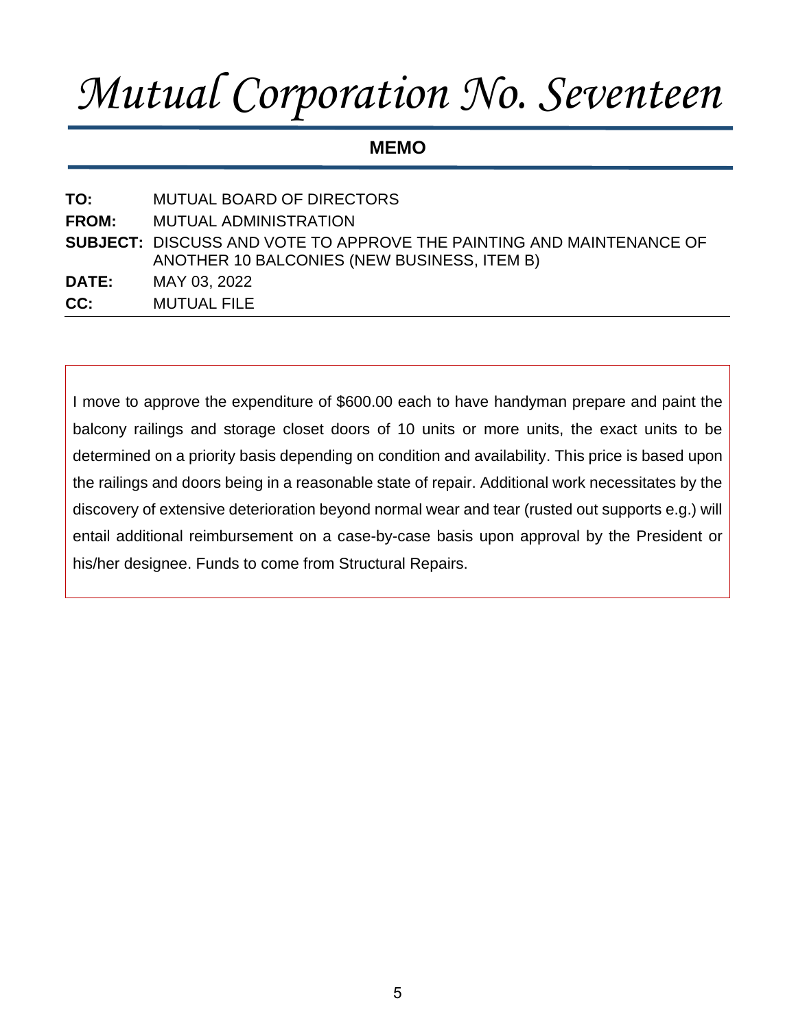# *Mutual Corporation No. Seventeen*

## MEMO

**TO:** MUTUAL BOARD OF DIRECTORS
**FROM:** MUTUAL ADMINISTRATION
**SUBJECT:** DISCUSS AND VOTE TO APPROVE THE PAINTING AND MAINTENANCE OF ANOTHER 10 BALCONIES (NEW BUSINESS, ITEM B)
**DATE:** MAY 03, 2022
**CC:** MUTUAL FILE

I move to approve the expenditure of $600.00 each to have handyman prepare and paint the balcony railings and storage closet doors of 10 units or more units, the exact units to be determined on a priority basis depending on condition and availability. This price is based upon the railings and doors being in a reasonable state of repair. Additional work necessitates by the discovery of extensive deterioration beyond normal wear and tear (rusted out supports e.g.) will entail additional reimbursement on a case-by-case basis upon approval by the President or his/her designee. Funds to come from Structural Repairs.